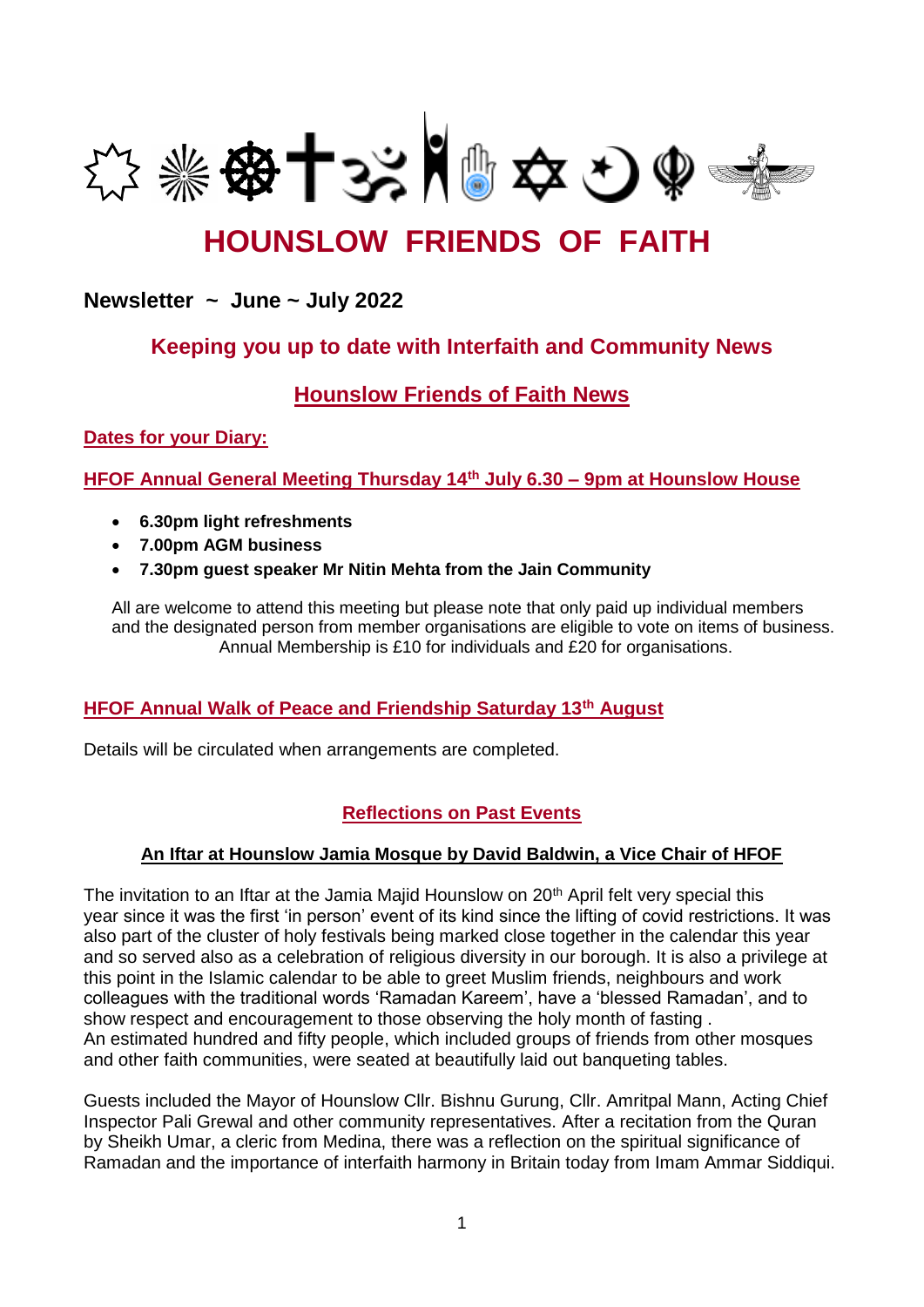# HOUNSLOW FRIENDS OF FAITH

## Newsletter ~ June ~ July 2022

### Keeping you up to date with Interfaith and Community News

### Hounslow Friends of Faith News

**Dates for your Diary:**

**HFOF Annual General Meeting Thursday 14th July 6.30 – 9pm at Hounslow House**

- **6.30pm light refreshments**
- **7.00pm AGM business**
- **7.30pm guest speaker Mr Nitin Mehta from the Jain Community**

All are welcome to attend this meeting but please note that only paid up individual members and the designated person from member organisations are eligible to vote on items of business. Annual Membership is £10 for individuals and £20 for organisations.

**HFOF Annual Walk of Peace and Friendship Saturday 13th August**

Details will be circulated when arrangements are completed.

### Reflections on Past Events

**An Iftar at Hounslow Jamia Mosque by David Baldwin, a Vice Chair of HFOF**

The invitation to an Iftar at the Jamia Majid Hounslow on 20th April felt very special this year since it was the first 'in person' event of its kind since the lifting of covid restrictions. It was also part of the cluster of holy festivals being marked close together in the calendar this year and so served also as a celebration of religious diversity in our borough. It is also a privilege at this point in the Islamic calendar to be able to greet Muslim friends, neighbours and work colleagues with the traditional words 'Ramadan Kareem', have a 'blessed Ramadan', and to show respect and encouragement to those observing the holy month of fasting .
An estimated hundred and fifty people, which included groups of friends from other mosques and other faith communities, were seated at beautifully laid out banqueting tables.

Guests included the Mayor of Hounslow Cllr. Bishnu Gurung, Cllr. Amritpal Mann, Acting Chief Inspector Pali Grewal and other community representatives. After a recitation from the Quran by Sheikh Umar, a cleric from Medina, there was a reflection on the spiritual significance of Ramadan and the importance of interfaith harmony in Britain today from Imam Ammar Siddiqui.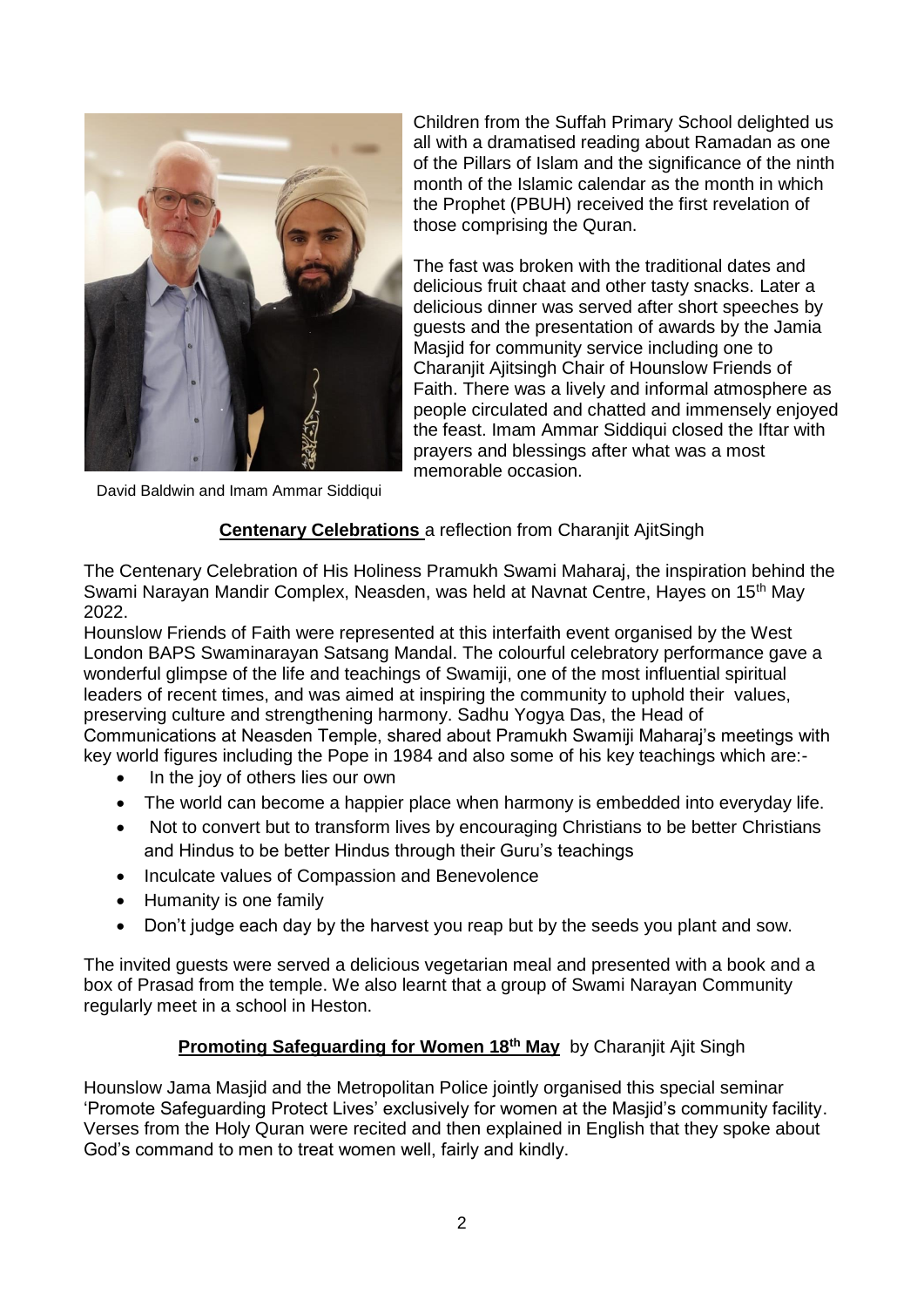Children from the Suffah Primary School delighted us all with a dramatised reading about Ramadan as one of the Pillars of Islam and the significance of the ninth month of the Islamic calendar as the month in which the Prophet (PBUH) received the first revelation of those comprising the Quran.

The fast was broken with the traditional dates and delicious fruit chaat and other tasty snacks. Later a delicious dinner was served after short speeches by guests and the presentation of awards by the Jamia Masjid for community service including one to Charanjit Ajitsingh Chair of Hounslow Friends of Faith. There was a lively and informal atmosphere as people circulated and chatted and immensely enjoyed the feast. Imam Ammar Siddiqui closed the Iftar with prayers and blessings after what was a most memorable occasion.

David Baldwin and Imam Ammar Siddiqui

**Centenary Celebrations** a reflection from Charanjit AjitSingh

The Centenary Celebration of His Holiness Pramukh Swami Maharaj, the inspiration behind the Swami Narayan Mandir Complex, Neasden, was held at Navnat Centre, Hayes on 15th May 2022.

Hounslow Friends of Faith were represented at this interfaith event organised by the West London BAPS Swaminarayan Satsang Mandal. The colourful celebratory performance gave a wonderful glimpse of the life and teachings of Swamiji, one of the most influential spiritual leaders of recent times, and was aimed at inspiring the community to uphold their values, preserving culture and strengthening harmony. Sadhu Yogya Das, the Head of Communications at Neasden Temple, shared about Pramukh Swamiji Maharaj's meetings with key world figures including the Pope in 1984 and also some of his key teachings which are:-

- In the joy of others lies our own
- The world can become a happier place when harmony is embedded into everyday life.
- Not to convert but to transform lives by encouraging Christians to be better Christians and Hindus to be better Hindus through their Guru's teachings
- Inculcate values of Compassion and Benevolence
- Humanity is one family
- Don't judge each day by the harvest you reap but by the seeds you plant and sow.

The invited guests were served a delicious vegetarian meal and presented with a book and a box of Prasad from the temple. We also learnt that a group of Swami Narayan Community regularly meet in a school in Heston.

**Promoting Safeguarding for Women 18th May** by Charanjit Ajit Singh

Hounslow Jama Masjid and the Metropolitan Police jointly organised this special seminar 'Promote Safeguarding Protect Lives' exclusively for women at the Masjid's community facility. Verses from the Holy Quran were recited and then explained in English that they spoke about God's command to men to treat women well, fairly and kindly.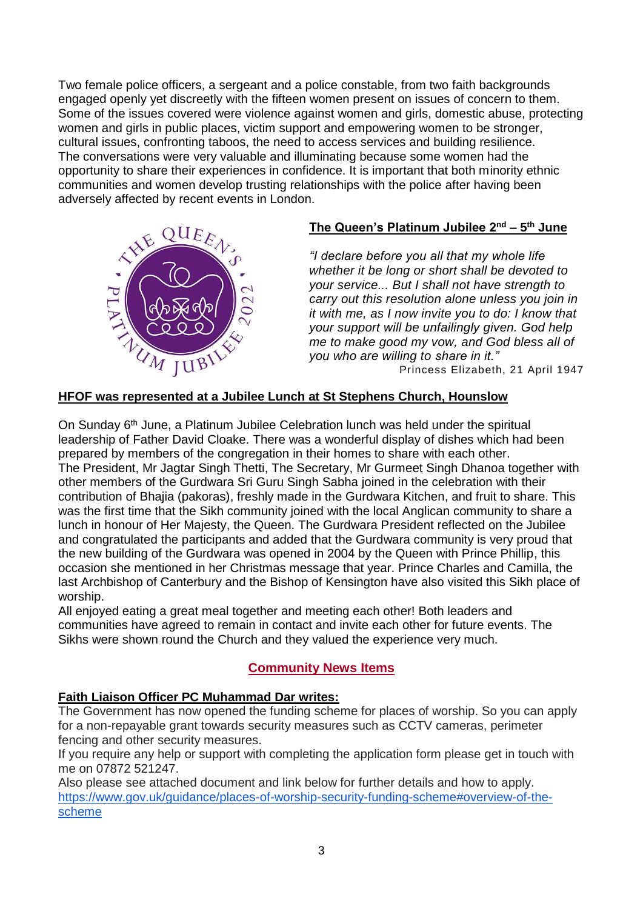Two female police officers, a sergeant and a police constable, from two faith backgrounds engaged openly yet discreetly with the fifteen women present on issues of concern to them. Some of the issues covered were violence against women and girls, domestic abuse, protecting women and girls in public places, victim support and empowering women to be stronger, cultural issues, confronting taboos, the need to access services and building resilience. The conversations were very valuable and illuminating because some women had the opportunity to share their experiences in confidence. It is important that both minority ethnic communities and women develop trusting relationships with the police after having been adversely affected by recent events in London.

## The Queen's Platinum Jubilee 2nd – 5th June

*"I declare before you all that my whole life whether it be long or short shall be devoted to your service... But I shall not have strength to carry out this resolution alone unless you join in it with me, as I now invite you to do: I know that your support will be unfailingly given. God help me to make good my vow, and God bless all of you who are willing to share in it."*

Princess Elizabeth, 21 April 1947

## HFOF was represented at a Jubilee Lunch at St Stephens Church, Hounslow

On Sunday 6th June, a Platinum Jubilee Celebration lunch was held under the spiritual leadership of Father David Cloake. There was a wonderful display of dishes which had been prepared by members of the congregation in their homes to share with each other.
The President, Mr Jagtar Singh Thetti, The Secretary, Mr Gurmeet Singh Dhanoa together with other members of the Gurdwara Sri Guru Singh Sabha joined in the celebration with their contribution of Bhajia (pakoras), freshly made in the Gurdwara Kitchen, and fruit to share. This was the first time that the Sikh community joined with the local Anglican community to share a lunch in honour of Her Majesty, the Queen. The Gurdwara President reflected on the Jubilee and congratulated the participants and added that the Gurdwara community is very proud that the new building of the Gurdwara was opened in 2004 by the Queen with Prince Phillip, this occasion she mentioned in her Christmas message that year. Prince Charles and Camilla, the last Archbishop of Canterbury and the Bishop of Kensington have also visited this Sikh place of worship.
All enjoyed eating a great meal together and meeting each other! Both leaders and communities have agreed to remain in contact and invite each other for future events. The Sikhs were shown round the Church and they valued the experience very much.

## Community News Items

### Faith Liaison Officer PC Muhammad Dar writes:

The Government has now opened the funding scheme for places of worship. So you can apply for a non-repayable grant towards security measures such as CCTV cameras, perimeter fencing and other security measures.
If you require any help or support with completing the application form please get in touch with me on 07872 521247.
Also please see attached document and link below for further details and how to apply.
[https://www.gov.uk/guidance/places-of-worship-security-funding-scheme#overview-of-the-scheme](https://www.gov.uk/guidance/places-of-worship-security-funding-scheme#overview-of-the-scheme)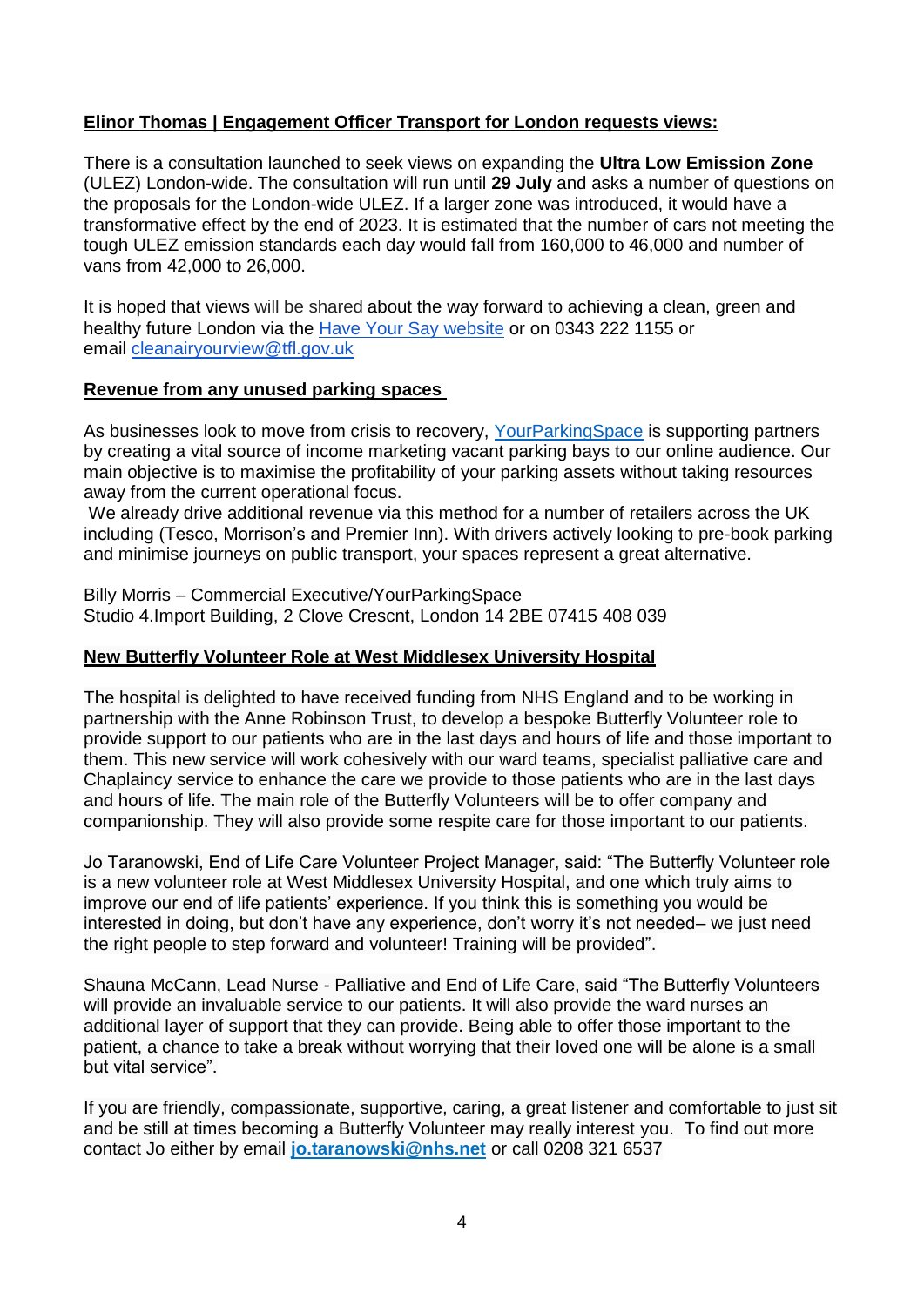**Elinor Thomas | Engagement Officer Transport for London requests views:**

There is a consultation launched to seek views on expanding the **Ultra Low Emission Zone** (ULEZ) London-wide. The consultation will run until **29 July** and asks a number of questions on the proposals for the London-wide ULEZ. If a larger zone was introduced, it would have a transformative effect by the end of 2023. It is estimated that the number of cars not meeting the tough ULEZ emission standards each day would fall from 160,000 to 46,000 and number of vans from 42,000 to 26,000.

It is hoped that views will be shared about the way forward to achieving a clean, green and healthy future London via the Have Your Say website or on 0343 222 1155 or email cleanairyourview@tfl.gov.uk

**Revenue from any unused parking spaces**

As businesses look to move from crisis to recovery, YourParkingSpace is supporting partners by creating a vital source of income marketing vacant parking bays to our online audience. Our main objective is to maximise the profitability of your parking assets without taking resources away from the current operational focus.
We already drive additional revenue via this method for a number of retailers across the UK including (Tesco, Morrison's and Premier Inn). With drivers actively looking to pre-book parking and minimise journeys on public transport, your spaces represent a great alternative.

Billy Morris – Commercial Executive/YourParkingSpace
Studio 4.Import Building, 2 Clove Crescnt, London 14 2BE 07415 408 039

**New Butterfly Volunteer Role at West Middlesex University Hospital**

The hospital is delighted to have received funding from NHS England and to be working in partnership with the Anne Robinson Trust, to develop a bespoke Butterfly Volunteer role to provide support to our patients who are in the last days and hours of life and those important to them. This new service will work cohesively with our ward teams, specialist palliative care and Chaplaincy service to enhance the care we provide to those patients who are in the last days and hours of life. The main role of the Butterfly Volunteers will be to offer company and companionship. They will also provide some respite care for those important to our patients.

Jo Taranowski, End of Life Care Volunteer Project Manager, said: "The Butterfly Volunteer role is a new volunteer role at West Middlesex University Hospital, and one which truly aims to improve our end of life patients' experience. If you think this is something you would be interested in doing, but don't have any experience, don't worry it's not needed– we just need the right people to step forward and volunteer! Training will be provided".

Shauna McCann, Lead Nurse - Palliative and End of Life Care, said "The Butterfly Volunteers will provide an invaluable service to our patients. It will also provide the ward nurses an additional layer of support that they can provide. Being able to offer those important to the patient, a chance to take a break without worrying that their loved one will be alone is a small but vital service".

If you are friendly, compassionate, supportive, caring, a great listener and comfortable to just sit and be still at times becoming a Butterfly Volunteer may really interest you. To find out more contact Jo either by email **jo.taranowski@nhs.net** or call 0208 321 6537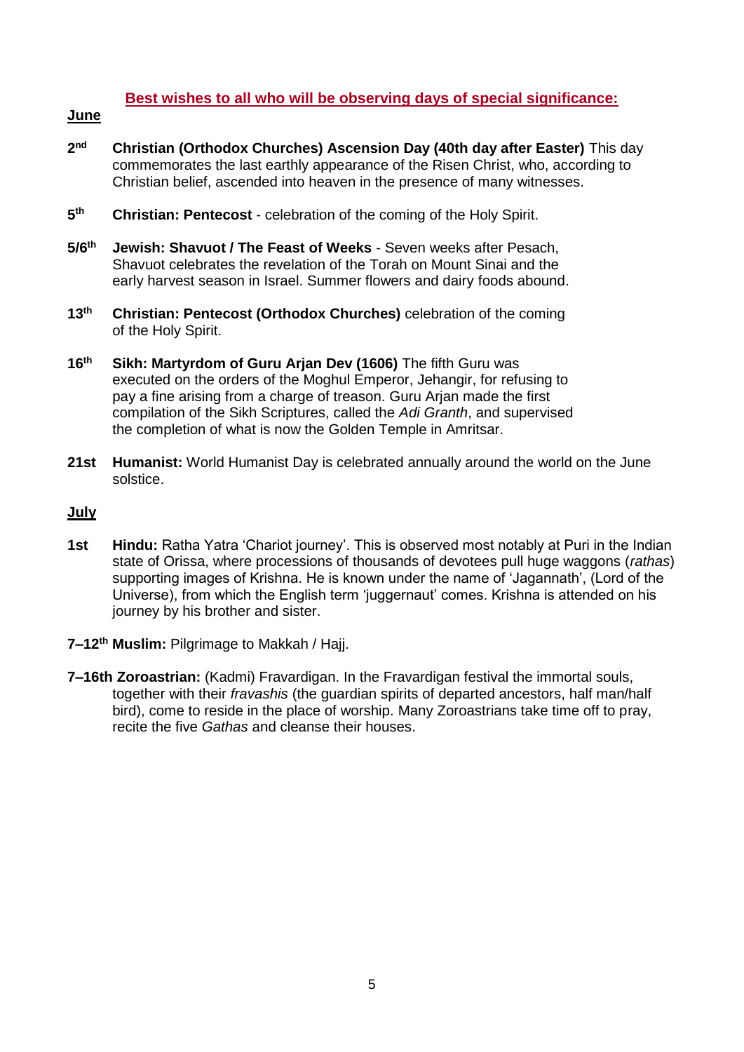**Best wishes to all who will be observing days of special significance:**

**June**

**2nd** **Christian (Orthodox Churches) Ascension Day (40th day after Easter)** This day commemorates the last earthly appearance of the Risen Christ, who, according to Christian belief, ascended into heaven in the presence of many witnesses.

**5th** **Christian: Pentecost** - celebration of the coming of the Holy Spirit.

**5/6th** **Jewish: Shavuot / The Feast of Weeks** - Seven weeks after Pesach, Shavuot celebrates the revelation of the Torah on Mount Sinai and the early harvest season in Israel. Summer flowers and dairy foods abound.

**13th** **Christian: Pentecost (Orthodox Churches)** celebration of the coming of the Holy Spirit.

**16th** **Sikh: Martyrdom of Guru Arjan Dev (1606)** The fifth Guru was executed on the orders of the Moghul Emperor, Jehangir, for refusing to pay a fine arising from a charge of treason. Guru Arjan made the first compilation of the Sikh Scriptures, called the *Adi Granth*, and supervised the completion of what is now the Golden Temple in Amritsar.

**21st** **Humanist:** World Humanist Day is celebrated annually around the world on the June solstice.

**July**

**1st** **Hindu:** Ratha Yatra 'Chariot journey'. This is observed most notably at Puri in the Indian state of Orissa, where processions of thousands of devotees pull huge waggons (*rathas*) supporting images of Krishna. He is known under the name of 'Jagannath', (Lord of the Universe), from which the English term 'juggernaut' comes. Krishna is attended on his journey by his brother and sister.

**7–12th** **Muslim:** Pilgrimage to Makkah / Hajj.

**7–16th** **Zoroastrian:** (Kadmi) Fravardigan. In the Fravardigan festival the immortal souls, together with their *fravashis* (the guardian spirits of departed ancestors, half man/half bird), come to reside in the place of worship. Many Zoroastrians take time off to pray, recite the five *Gathas* and cleanse their houses.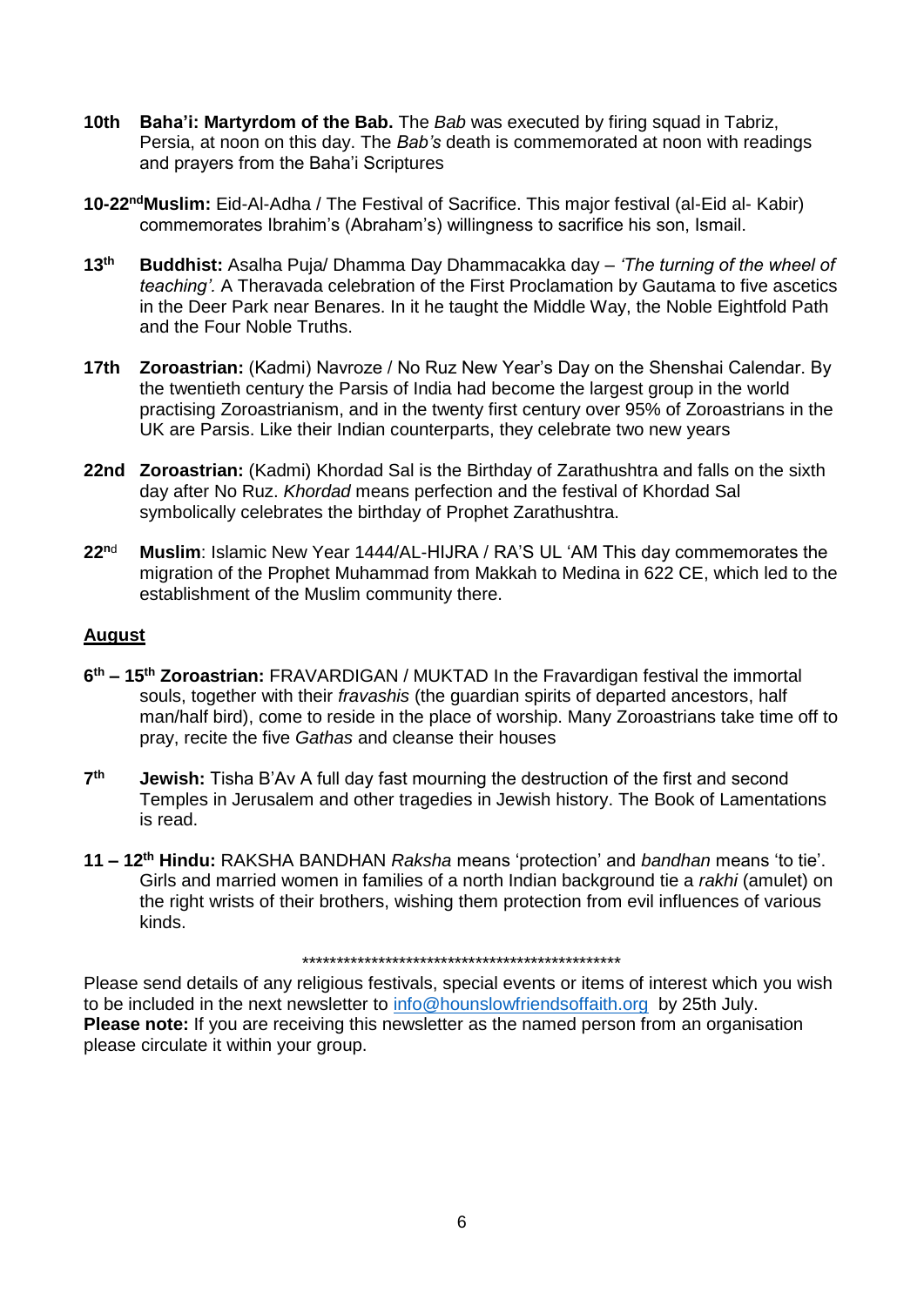**10th** **Baha'i: Martyrdom of the Bab.** The *Bab* was executed by firing squad in Tabriz, Persia, at noon on this day. The *Bab's* death is commemorated at noon with readings and prayers from the Baha'i Scriptures

**10-22nd** **Muslim:** Eid-Al-Adha / The Festival of Sacrifice. This major festival (al-Eid al- Kabir) commemorates Ibrahim's (Abraham's) willingness to sacrifice his son, Ismail.

**13th** **Buddhist:** Asalha Puja/ Dhamma Day Dhammacakka day – *'The turning of the wheel of teaching'.* A Theravada celebration of the First Proclamation by Gautama to five ascetics in the Deer Park near Benares. In it he taught the Middle Way, the Noble Eightfold Path and the Four Noble Truths.

**17th** **Zoroastrian:** (Kadmi) Navroze / No Ruz New Year's Day on the Shenshai Calendar. By the twentieth century the Parsis of India had become the largest group in the world practising Zoroastrianism, and in the twenty first century over 95% of Zoroastrians in the UK are Parsis. Like their Indian counterparts, they celebrate two new years

**22nd** **Zoroastrian:** (Kadmi) Khordad Sal is the Birthday of Zarathushtra and falls on the sixth day after No Ruz. *Khordad* means perfection and the festival of Khordad Sal symbolically celebrates the birthday of Prophet Zarathushtra.

**22nd** **Muslim**: Islamic New Year 1444/AL-HIJRA / RA'S UL 'AM This day commemorates the migration of the Prophet Muhammad from Makkah to Medina in 622 CE, which led to the establishment of the Muslim community there.

## August

**6th – 15th** **Zoroastrian:** FRAVARDIGAN / MUKTAD In the Fravardigan festival the immortal souls, together with their *fravashis* (the guardian spirits of departed ancestors, half man/half bird), come to reside in the place of worship. Many Zoroastrians take time off to pray, recite the five *Gathas* and cleanse their houses

**7th** **Jewish:** Tisha B'Av A full day fast mourning the destruction of the first and second Temples in Jerusalem and other tragedies in Jewish history. The Book of Lamentations is read.

**11 – 12th** **Hindu:** RAKSHA BANDHAN *Raksha* means 'protection' and *bandhan* means 'to tie'. Girls and married women in families of a north Indian background tie a *rakhi* (amulet) on the right wrists of their brothers, wishing them protection from evil influences of various kinds.

\*\*\*\*\*\*\*\*\*\*\*\*\*\*\*\*\*\*\*\*\*\*\*\*\*\*\*\*\*\*\*\*\*\*\*\*\*\*\*\*\*\*\*\*\*\*\*\*

Please send details of any religious festivals, special events or items of interest which you wish to be included in the next newsletter to info@hounslowfriendsoffaith.org by 25th July.
**Please note:** If you are receiving this newsletter as the named person from an organisation please circulate it within your group.